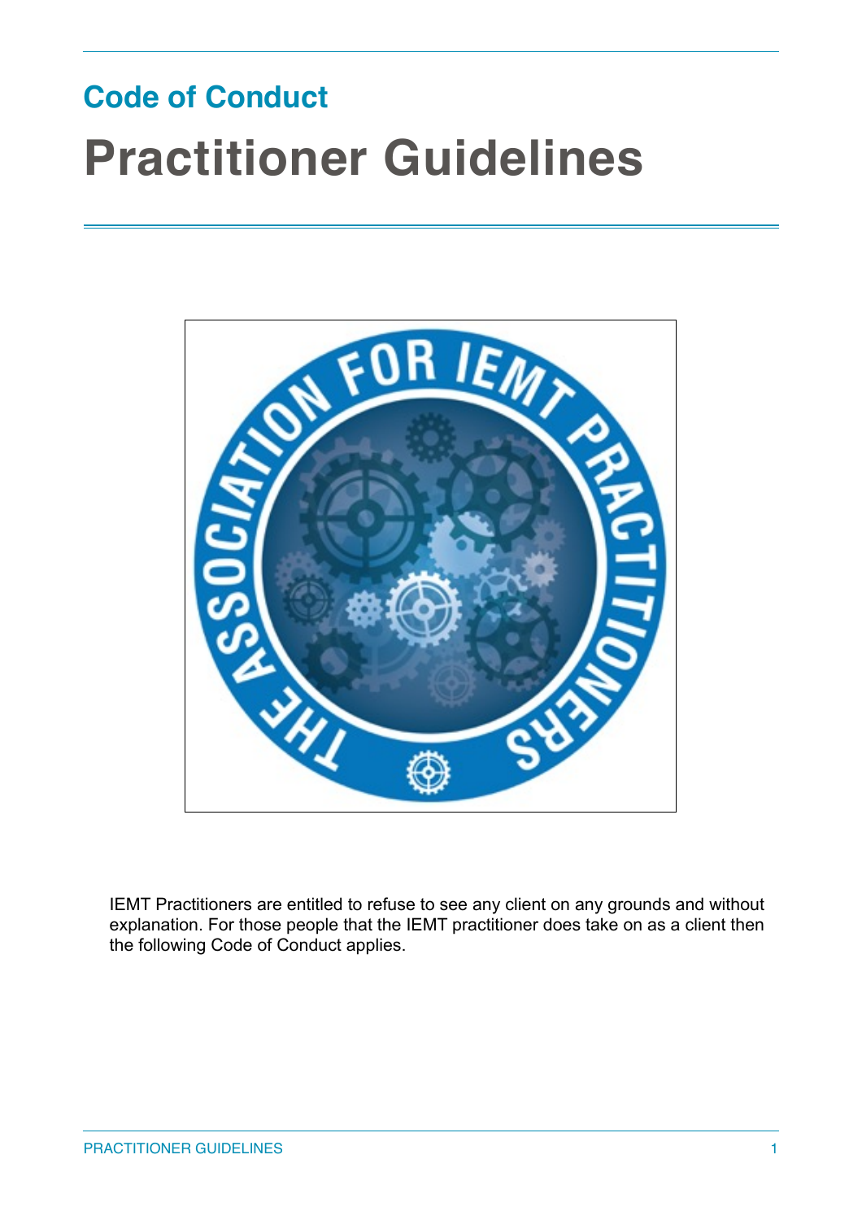## Code of Conduct

# Practitioner Guidelines

IEMT Practitioners are entitled to refuse to see any client on any grounds and without explanation. For those people that the IEMT practitioner does take on as a client then the following Code of Conduct applies.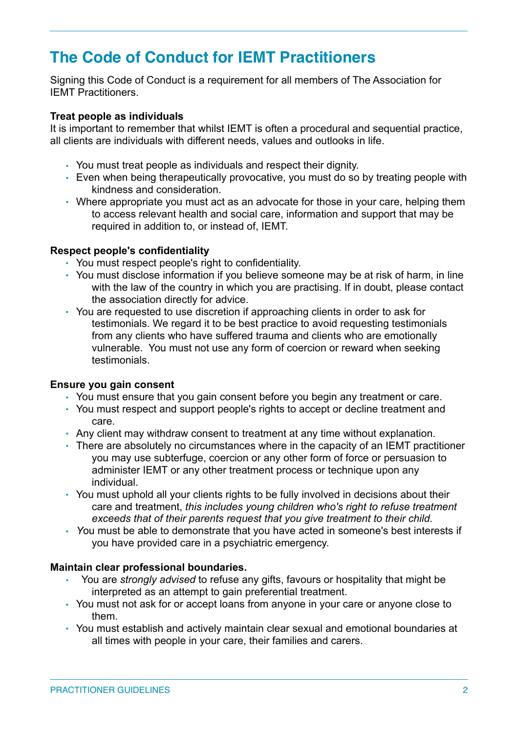# The Code of Conduct for IEMT Practitioners

Signing this Code of Conduct is a requirement for all members of The Association for IEMT Practitioners.

**Treat people as individuals**

It is important to remember that whilst IEMT is often a procedural and sequential practice, all clients are individuals with different needs, values and outlooks in life.

- You must treat people as individuals and respect their dignity.
- Even when being therapeutically provocative, you must do so by treating people with kindness and consideration.
- Where appropriate you must act as an advocate for those in your care, helping them to access relevant health and social care, information and support that may be required in addition to, or instead of, IEMT.

**Respect people's confidentiality**

- You must respect people's right to confidentiality.
- You must disclose information if you believe someone may be at risk of harm, in line with the law of the country in which you are practising. If in doubt, please contact the association directly for advice.
- You are requested to use discretion if approaching clients in order to ask for testimonials. We regard it to be best practice to avoid requesting testimonials from any clients who have suffered trauma and clients who are emotionally vulnerable. You must not use any form of coercion or reward when seeking testimonials.

**Ensure you gain consent**

- You must ensure that you gain consent before you begin any treatment or care.
- You must respect and support people's rights to accept or decline treatment and care.
- Any client may withdraw consent to treatment at any time without explanation.
- There are absolutely no circumstances where in the capacity of an IEMT practitioner you may use subterfuge, coercion or any other form of force or persuasion to administer IEMT or any other treatment process or technique upon any individual.
- You must uphold all your clients rights to be fully involved in decisions about their care and treatment, *this includes young children who's right to refuse treatment exceeds that of their parents request that you give treatment to their child.*
- You must be able to demonstrate that you have acted in someone's best interests if you have provided care in a psychiatric emergency.

**Maintain clear professional boundaries.**

- You are *strongly advised* to refuse any gifts, favours or hospitality that might be interpreted as an attempt to gain preferential treatment.
- You must not ask for or accept loans from anyone in your care or anyone close to them.
- You must establish and actively maintain clear sexual and emotional boundaries at all times with people in your care, their families and carers.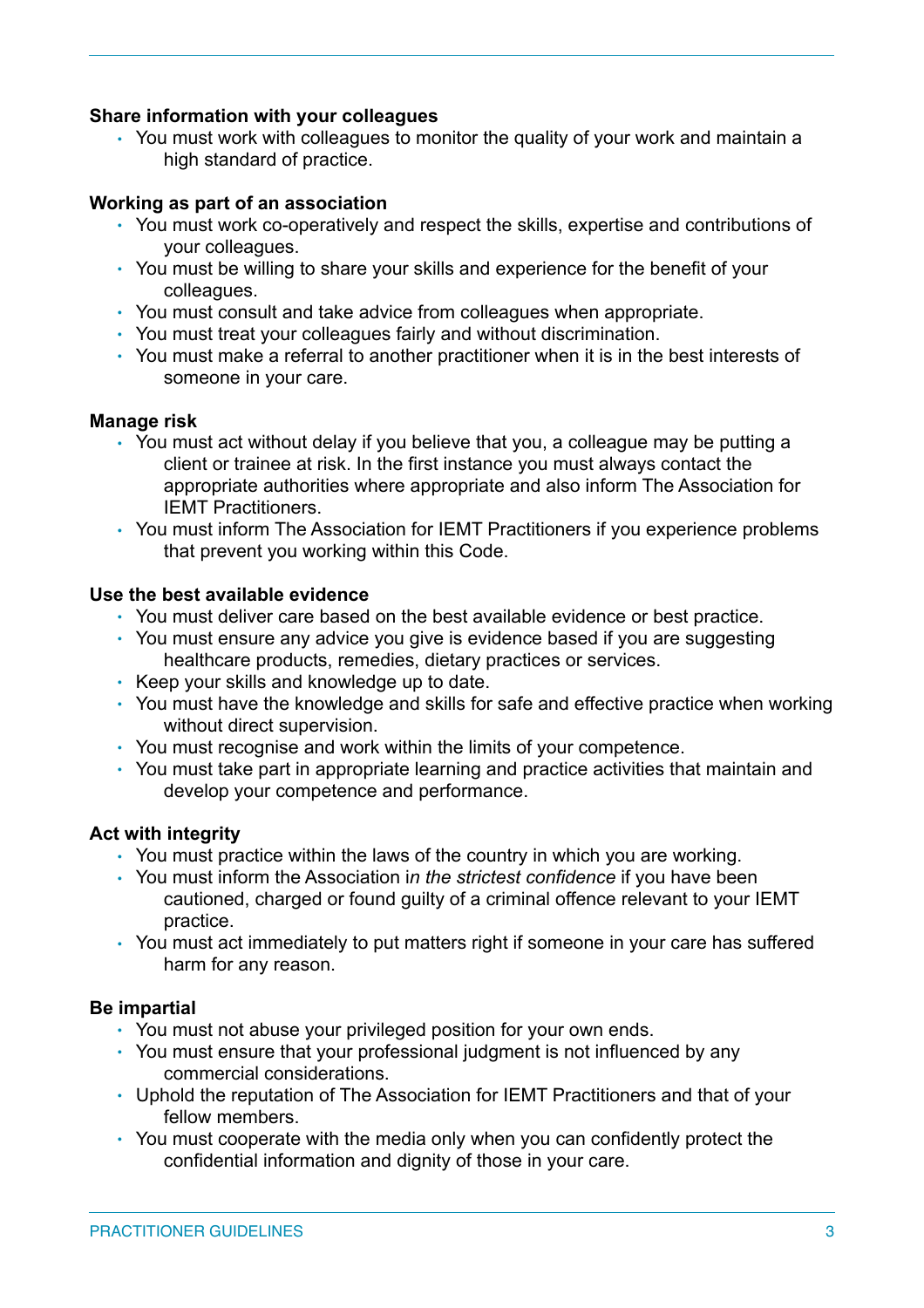**Share information with your colleagues**

- You must work with colleagues to monitor the quality of your work and maintain a high standard of practice.

**Working as part of an association**

- You must work co-operatively and respect the skills, expertise and contributions of your colleagues.
- You must be willing to share your skills and experience for the benefit of your colleagues.
- You must consult and take advice from colleagues when appropriate.
- You must treat your colleagues fairly and without discrimination.
- You must make a referral to another practitioner when it is in the best interests of someone in your care.

**Manage risk**

- You must act without delay if you believe that you, a colleague may be putting a client or trainee at risk. In the first instance you must always contact the appropriate authorities where appropriate and also inform The Association for IEMT Practitioners.
- You must inform The Association for IEMT Practitioners if you experience problems that prevent you working within this Code.

**Use the best available evidence**

- You must deliver care based on the best available evidence or best practice.
- You must ensure any advice you give is evidence based if you are suggesting healthcare products, remedies, dietary practices or services.
- Keep your skills and knowledge up to date.
- You must have the knowledge and skills for safe and effective practice when working without direct supervision.
- You must recognise and work within the limits of your competence.
- You must take part in appropriate learning and practice activities that maintain and develop your competence and performance.

**Act with integrity**

- You must practice within the laws of the country in which you are working.
- You must inform the Association i*n the strictest confidence* if you have been cautioned, charged or found guilty of a criminal offence relevant to your IEMT practice.
- You must act immediately to put matters right if someone in your care has suffered harm for any reason.

**Be impartial**

- You must not abuse your privileged position for your own ends.
- You must ensure that your professional judgment is not influenced by any commercial considerations.
- Uphold the reputation of The Association for IEMT Practitioners and that of your fellow members.
- You must cooperate with the media only when you can confidently protect the confidential information and dignity of those in your care.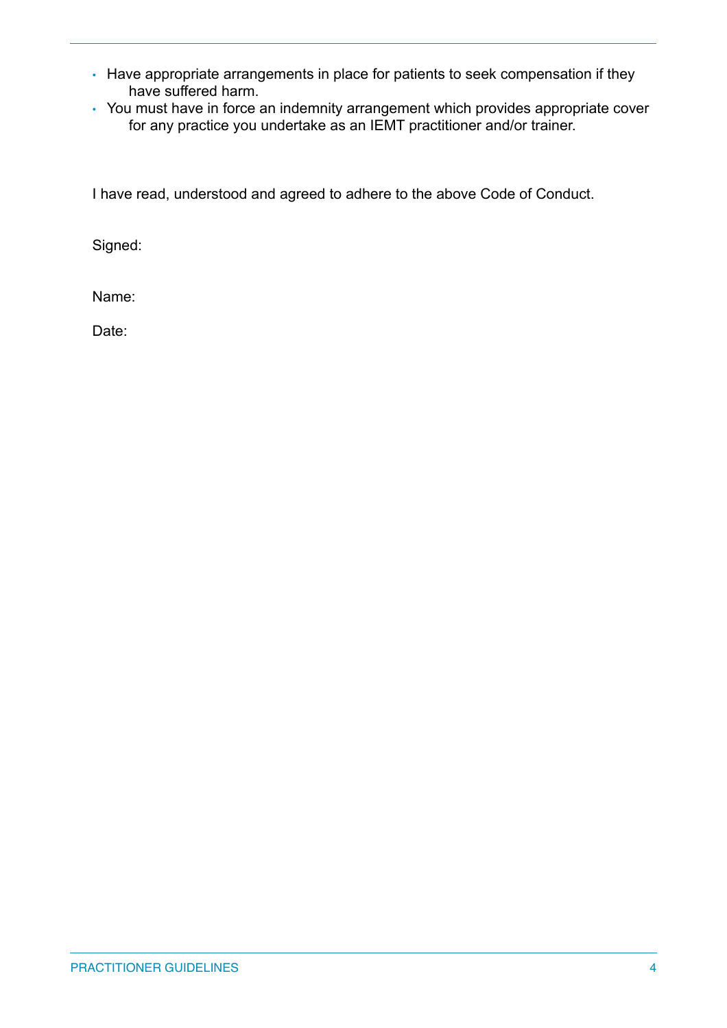- Have appropriate arrangements in place for patients to seek compensation if they have suffered harm.
- You must have in force an indemnity arrangement which provides appropriate cover for any practice you undertake as an IEMT practitioner and/or trainer.

I have read, understood and agreed to adhere to the above Code of Conduct.

Signed:

Name:

Date: